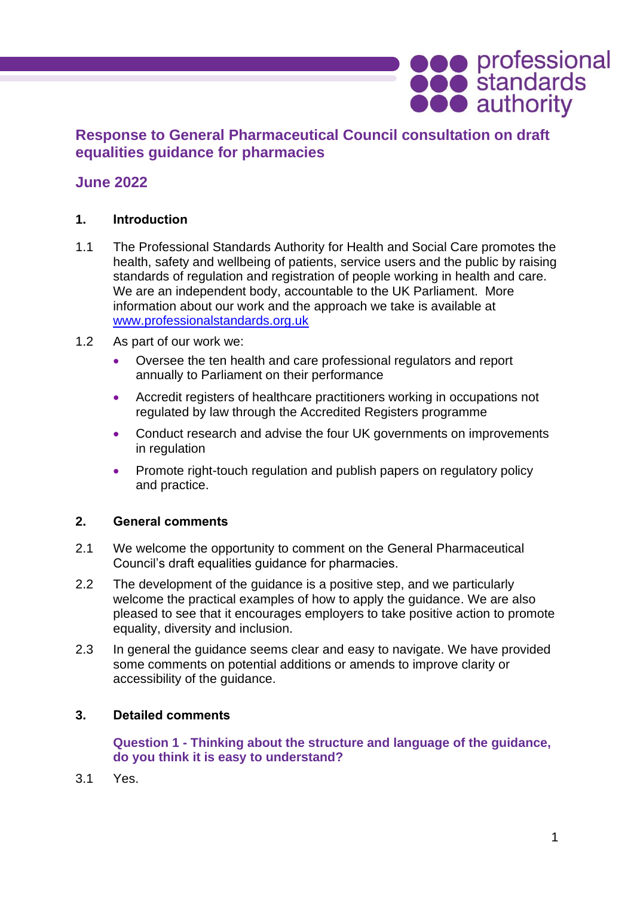# Response to General Pharmaceutical Council consultation on draft equalities guidance for pharmacies

## June 2022

### 1. Introduction

1.1 The Professional Standards Authority for Health and Social Care promotes the health, safety and wellbeing of patients, service users and the public by raising standards of regulation and registration of people working in health and care. We are an independent body, accountable to the UK Parliament. More information about our work and the approach we take is available at www.professionalstandards.org.uk

1.2 As part of our work we:

- Oversee the ten health and care professional regulators and report annually to Parliament on their performance
- Accredit registers of healthcare practitioners working in occupations not regulated by law through the Accredited Registers programme
- Conduct research and advise the four UK governments on improvements in regulation
- Promote right-touch regulation and publish papers on regulatory policy and practice.

### 2. General comments

2.1 We welcome the opportunity to comment on the General Pharmaceutical Council's draft equalities guidance for pharmacies.

2.2 The development of the guidance is a positive step, and we particularly welcome the practical examples of how to apply the guidance. We are also pleased to see that it encourages employers to take positive action to promote equality, diversity and inclusion.

2.3 In general the guidance seems clear and easy to navigate. We have provided some comments on potential additions or amends to improve clarity or accessibility of the guidance.

### 3. Detailed comments

**Question 1 - Thinking about the structure and language of the guidance, do you think it is easy to understand?**

3.1 Yes.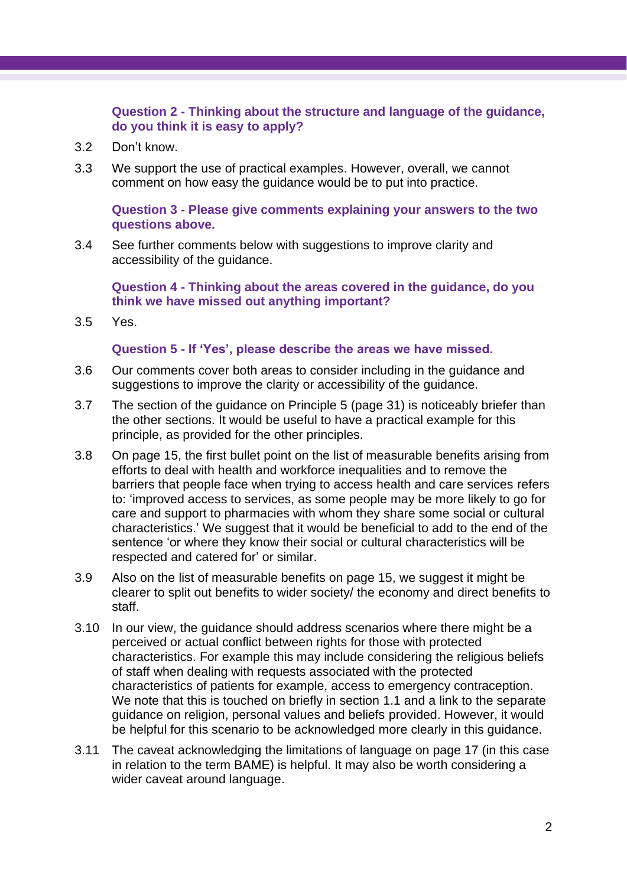**Question 2 - Thinking about the structure and language of the guidance, do you think it is easy to apply?**

3.2 Don't know.

3.3 We support the use of practical examples. However, overall, we cannot comment on how easy the guidance would be to put into practice.

**Question 3 - Please give comments explaining your answers to the two questions above.**

3.4 See further comments below with suggestions to improve clarity and accessibility of the guidance.

**Question 4 - Thinking about the areas covered in the guidance, do you think we have missed out anything important?**

3.5 Yes.

**Question 5 - If 'Yes', please describe the areas we have missed.**

3.6 Our comments cover both areas to consider including in the guidance and suggestions to improve the clarity or accessibility of the guidance.

3.7 The section of the guidance on Principle 5 (page 31) is noticeably briefer than the other sections. It would be useful to have a practical example for this principle, as provided for the other principles.

3.8 On page 15, the first bullet point on the list of measurable benefits arising from efforts to deal with health and workforce inequalities and to remove the barriers that people face when trying to access health and care services refers to: 'improved access to services, as some people may be more likely to go for care and support to pharmacies with whom they share some social or cultural characteristics.' We suggest that it would be beneficial to add to the end of the sentence 'or where they know their social or cultural characteristics will be respected and catered for' or similar.

3.9 Also on the list of measurable benefits on page 15, we suggest it might be clearer to split out benefits to wider society/ the economy and direct benefits to staff.

3.10 In our view, the guidance should address scenarios where there might be a perceived or actual conflict between rights for those with protected characteristics. For example this may include considering the religious beliefs of staff when dealing with requests associated with the protected characteristics of patients for example, access to emergency contraception. We note that this is touched on briefly in section 1.1 and a link to the separate guidance on religion, personal values and beliefs provided. However, it would be helpful for this scenario to be acknowledged more clearly in this guidance.

3.11 The caveat acknowledging the limitations of language on page 17 (in this case in relation to the term BAME) is helpful. It may also be worth considering a wider caveat around language.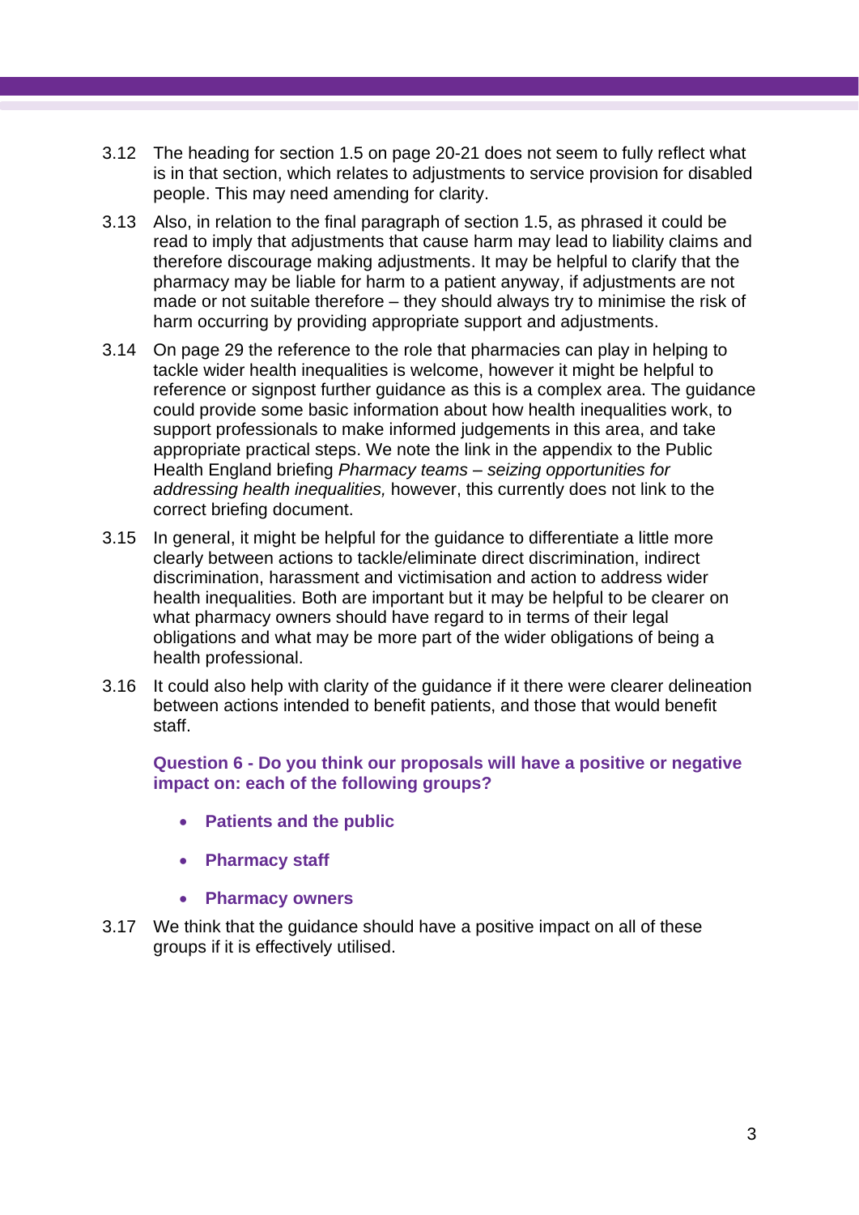3.12 The heading for section 1.5 on page 20-21 does not seem to fully reflect what is in that section, which relates to adjustments to service provision for disabled people. This may need amending for clarity.

3.13 Also, in relation to the final paragraph of section 1.5, as phrased it could be read to imply that adjustments that cause harm may lead to liability claims and therefore discourage making adjustments. It may be helpful to clarify that the pharmacy may be liable for harm to a patient anyway, if adjustments are not made or not suitable therefore – they should always try to minimise the risk of harm occurring by providing appropriate support and adjustments.

3.14 On page 29 the reference to the role that pharmacies can play in helping to tackle wider health inequalities is welcome, however it might be helpful to reference or signpost further guidance as this is a complex area. The guidance could provide some basic information about how health inequalities work, to support professionals to make informed judgements in this area, and take appropriate practical steps. We note the link in the appendix to the Public Health England briefing *Pharmacy teams – seizing opportunities for addressing health inequalities,* however, this currently does not link to the correct briefing document.

3.15 In general, it might be helpful for the guidance to differentiate a little more clearly between actions to tackle/eliminate direct discrimination, indirect discrimination, harassment and victimisation and action to address wider health inequalities. Both are important but it may be helpful to be clearer on what pharmacy owners should have regard to in terms of their legal obligations and what may be more part of the wider obligations of being a health professional.

3.16 It could also help with clarity of the guidance if it there were clearer delineation between actions intended to benefit patients, and those that would benefit staff.

**Question 6 - Do you think our proposals will have a positive or negative impact on: each of the following groups?**

- **Patients and the public**
- **Pharmacy staff**
- **Pharmacy owners**

3.17 We think that the guidance should have a positive impact on all of these groups if it is effectively utilised.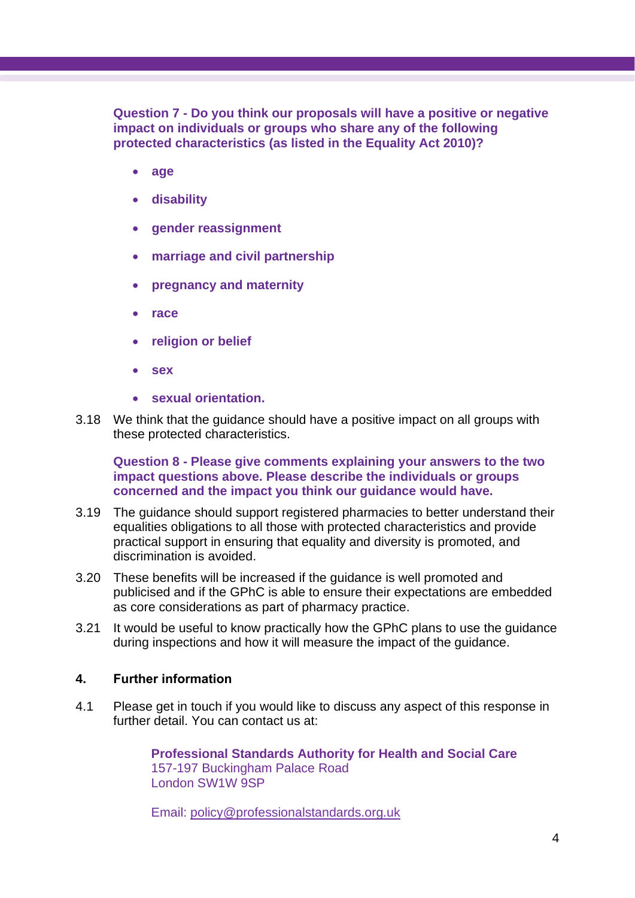**Question 7 - Do you think our proposals will have a positive or negative impact on individuals or groups who share any of the following protected characteristics (as listed in the Equality Act 2010)?**

- **age**
- **disability**
- **gender reassignment**
- **marriage and civil partnership**
- **pregnancy and maternity**
- **race**
- **religion or belief**
- **sex**
- **sexual orientation.**

3.18 We think that the guidance should have a positive impact on all groups with these protected characteristics.

**Question 8 - Please give comments explaining your answers to the two impact questions above. Please describe the individuals or groups concerned and the impact you think our guidance would have.**

3.19 The guidance should support registered pharmacies to better understand their equalities obligations to all those with protected characteristics and provide practical support in ensuring that equality and diversity is promoted, and discrimination is avoided.

3.20 These benefits will be increased if the guidance is well promoted and publicised and if the GPhC is able to ensure their expectations are embedded as core considerations as part of pharmacy practice.

3.21 It would be useful to know practically how the GPhC plans to use the guidance during inspections and how it will measure the impact of the guidance.

## 4. Further information

4.1 Please get in touch if you would like to discuss any aspect of this response in further detail. You can contact us at:

**Professional Standards Authority for Health and Social Care**
157-197 Buckingham Palace Road
London SW1W 9SP

Email: policy@professionalstandards.org.uk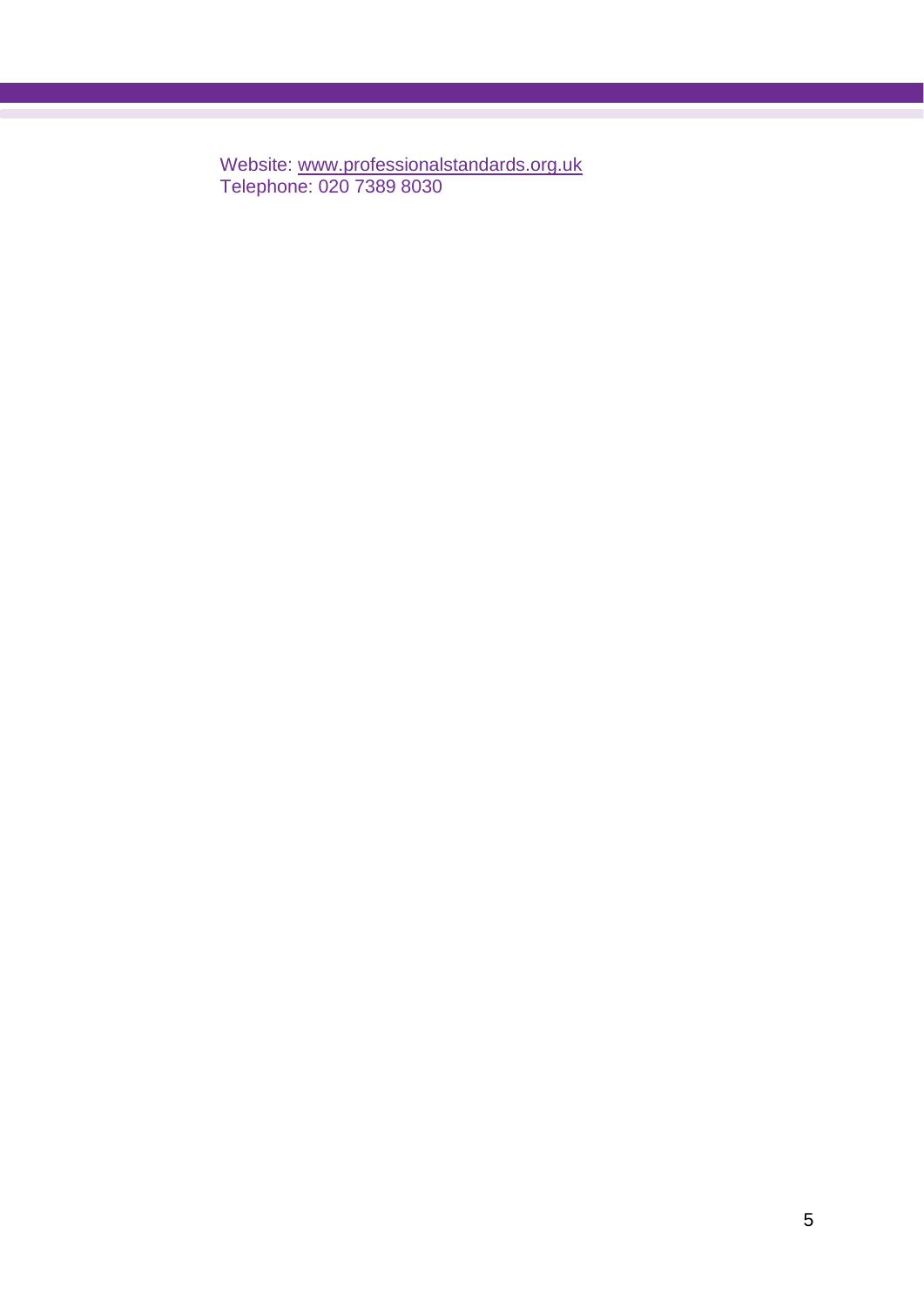Website: www.professionalstandards.org.uk
Telephone: 020 7389 8030